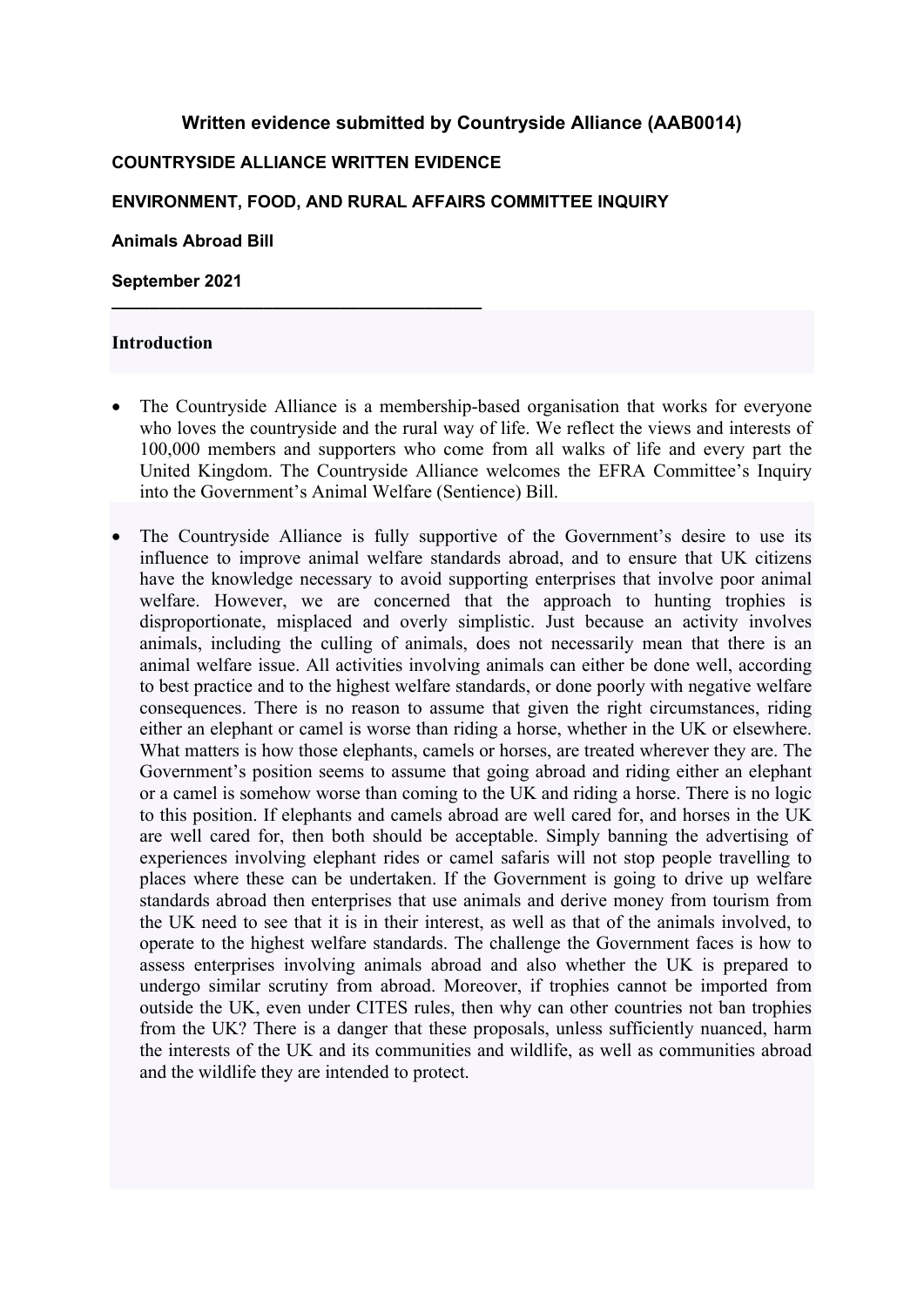**Written evidence submitted by Countryside Alliance (AAB0014)**

**COUNTRYSIDE ALLIANCE WRITTEN EVIDENCE**

**ENVIRONMENT, FOOD, AND RURAL AFFAIRS COMMITTEE INQUIRY**

**Animals Abroad Bill**

**September 2021**

---

## Introduction

- The Countryside Alliance is a membership-based organisation that works for everyone who loves the countryside and the rural way of life. We reflect the views and interests of 100,000 members and supporters who come from all walks of life and every part the United Kingdom. The Countryside Alliance welcomes the EFRA Committee's Inquiry into the Government's Animal Welfare (Sentience) Bill.

- The Countryside Alliance is fully supportive of the Government's desire to use its influence to improve animal welfare standards abroad, and to ensure that UK citizens have the knowledge necessary to avoid supporting enterprises that involve poor animal welfare. However, we are concerned that the approach to hunting trophies is disproportionate, misplaced and overly simplistic. Just because an activity involves animals, including the culling of animals, does not necessarily mean that there is an animal welfare issue. All activities involving animals can either be done well, according to best practice and to the highest welfare standards, or done poorly with negative welfare consequences. There is no reason to assume that given the right circumstances, riding either an elephant or camel is worse than riding a horse, whether in the UK or elsewhere. What matters is how those elephants, camels or horses, are treated wherever they are. The Government's position seems to assume that going abroad and riding either an elephant or a camel is somehow worse than coming to the UK and riding a horse. There is no logic to this position. If elephants and camels abroad are well cared for, and horses in the UK are well cared for, then both should be acceptable. Simply banning the advertising of experiences involving elephant rides or camel safaris will not stop people travelling to places where these can be undertaken. If the Government is going to drive up welfare standards abroad then enterprises that use animals and derive money from tourism from the UK need to see that it is in their interest, as well as that of the animals involved, to operate to the highest welfare standards. The challenge the Government faces is how to assess enterprises involving animals abroad and also whether the UK is prepared to undergo similar scrutiny from abroad. Moreover, if trophies cannot be imported from outside the UK, even under CITES rules, then why can other countries not ban trophies from the UK? There is a danger that these proposals, unless sufficiently nuanced, harm the interests of the UK and its communities and wildlife, as well as communities abroad and the wildlife they are intended to protect.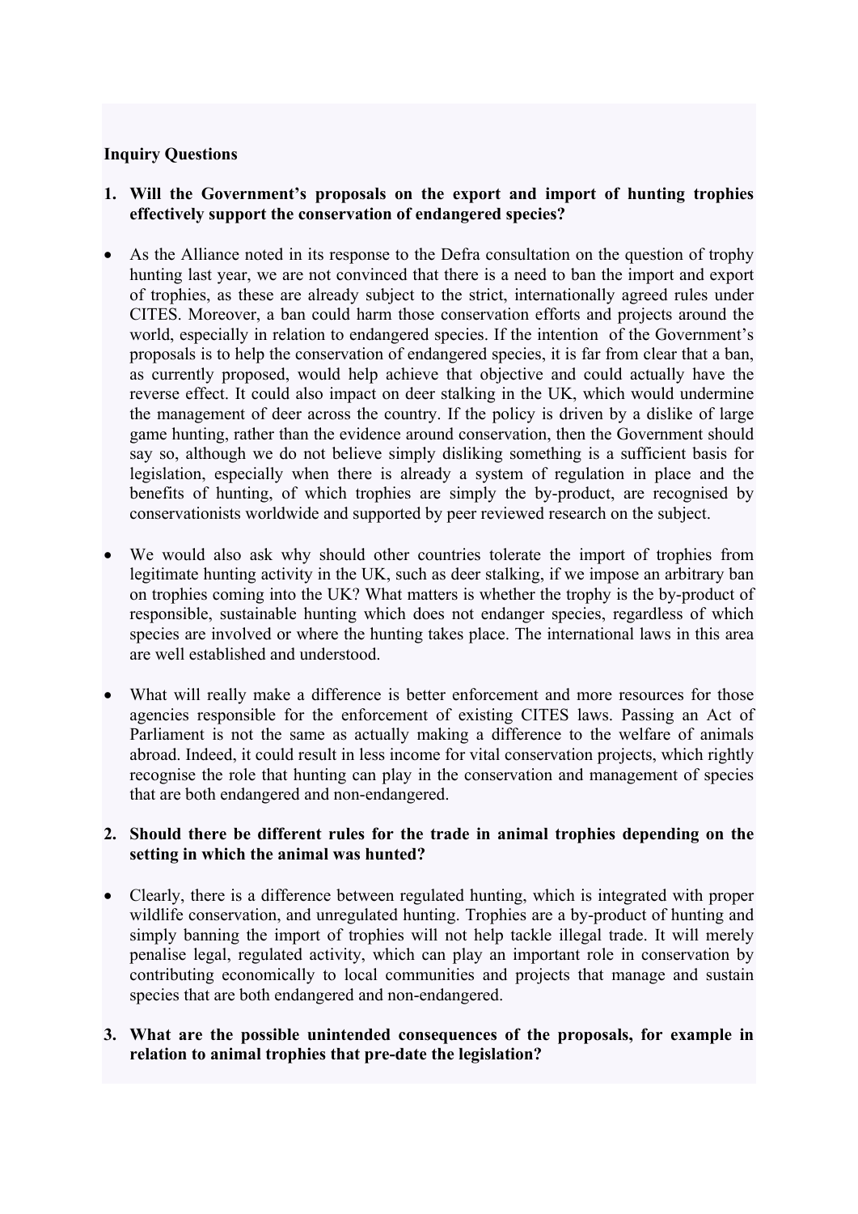**Inquiry Questions**

1. **Will the Government's proposals on the export and import of hunting trophies effectively support the conservation of endangered species?**

- As the Alliance noted in its response to the Defra consultation on the question of trophy hunting last year, we are not convinced that there is a need to ban the import and export of trophies, as these are already subject to the strict, internationally agreed rules under CITES. Moreover, a ban could harm those conservation efforts and projects around the world, especially in relation to endangered species. If the intention of the Government's proposals is to help the conservation of endangered species, it is far from clear that a ban, as currently proposed, would help achieve that objective and could actually have the reverse effect. It could also impact on deer stalking in the UK, which would undermine the management of deer across the country. If the policy is driven by a dislike of large game hunting, rather than the evidence around conservation, then the Government should say so, although we do not believe simply disliking something is a sufficient basis for legislation, especially when there is already a system of regulation in place and the benefits of hunting, of which trophies are simply the by-product, are recognised by conservationists worldwide and supported by peer reviewed research on the subject.

- We would also ask why should other countries tolerate the import of trophies from legitimate hunting activity in the UK, such as deer stalking, if we impose an arbitrary ban on trophies coming into the UK? What matters is whether the trophy is the by-product of responsible, sustainable hunting which does not endanger species, regardless of which species are involved or where the hunting takes place. The international laws in this area are well established and understood.

- What will really make a difference is better enforcement and more resources for those agencies responsible for the enforcement of existing CITES laws. Passing an Act of Parliament is not the same as actually making a difference to the welfare of animals abroad. Indeed, it could result in less income for vital conservation projects, which rightly recognise the role that hunting can play in the conservation and management of species that are both endangered and non-endangered.

2. **Should there be different rules for the trade in animal trophies depending on the setting in which the animal was hunted?**

- Clearly, there is a difference between regulated hunting, which is integrated with proper wildlife conservation, and unregulated hunting. Trophies are a by-product of hunting and simply banning the import of trophies will not help tackle illegal trade. It will merely penalise legal, regulated activity, which can play an important role in conservation by contributing economically to local communities and projects that manage and sustain species that are both endangered and non-endangered.

3. **What are the possible unintended consequences of the proposals, for example in relation to animal trophies that pre-date the legislation?**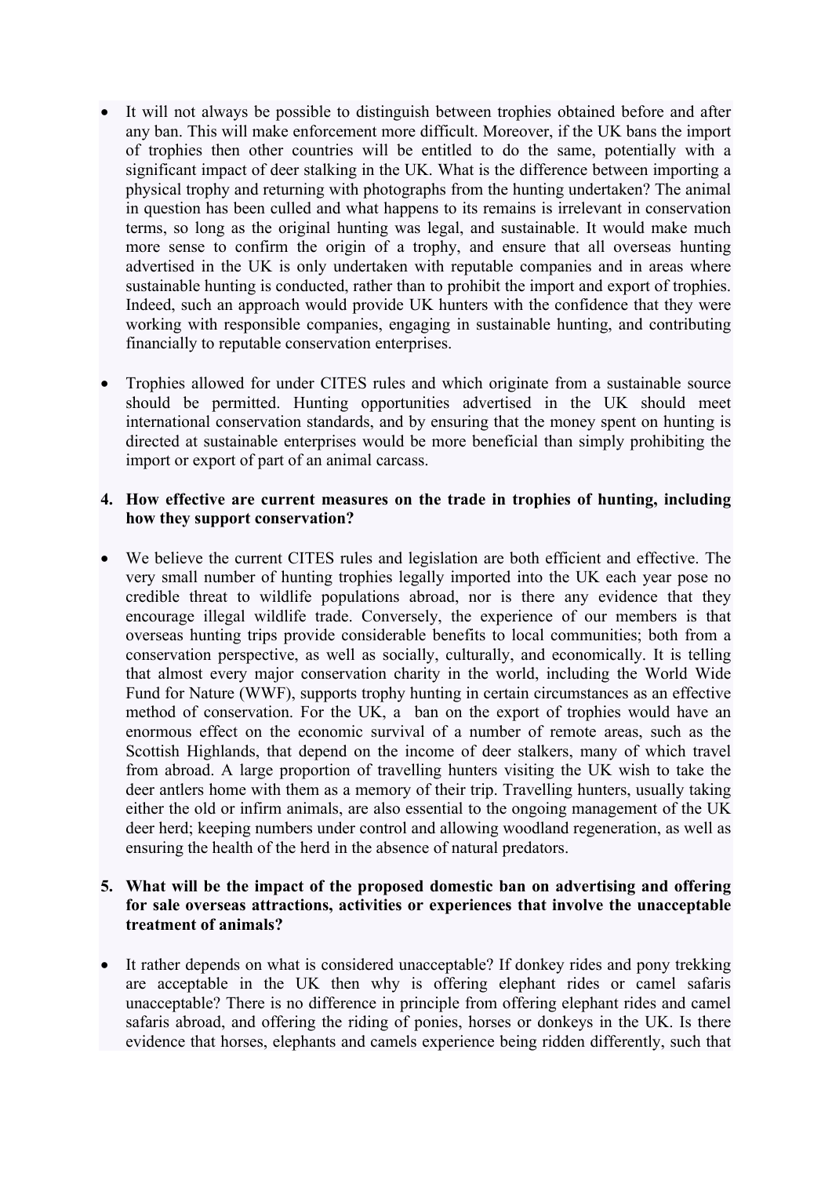- It will not always be possible to distinguish between trophies obtained before and after any ban. This will make enforcement more difficult. Moreover, if the UK bans the import of trophies then other countries will be entitled to do the same, potentially with a significant impact of deer stalking in the UK. What is the difference between importing a physical trophy and returning with photographs from the hunting undertaken? The animal in question has been culled and what happens to its remains is irrelevant in conservation terms, so long as the original hunting was legal, and sustainable. It would make much more sense to confirm the origin of a trophy, and ensure that all overseas hunting advertised in the UK is only undertaken with reputable companies and in areas where sustainable hunting is conducted, rather than to prohibit the import and export of trophies. Indeed, such an approach would provide UK hunters with the confidence that they were working with responsible companies, engaging in sustainable hunting, and contributing financially to reputable conservation enterprises.

- Trophies allowed for under CITES rules and which originate from a sustainable source should be permitted. Hunting opportunities advertised in the UK should meet international conservation standards, and by ensuring that the money spent on hunting is directed at sustainable enterprises would be more beneficial than simply prohibiting the import or export of part of an animal carcass.

**4. How effective are current measures on the trade in trophies of hunting, including how they support conservation?**

- We believe the current CITES rules and legislation are both efficient and effective. The very small number of hunting trophies legally imported into the UK each year pose no credible threat to wildlife populations abroad, nor is there any evidence that they encourage illegal wildlife trade. Conversely, the experience of our members is that overseas hunting trips provide considerable benefits to local communities; both from a conservation perspective, as well as socially, culturally, and economically. It is telling that almost every major conservation charity in the world, including the World Wide Fund for Nature (WWF), supports trophy hunting in certain circumstances as an effective method of conservation. For the UK, a ban on the export of trophies would have an enormous effect on the economic survival of a number of remote areas, such as the Scottish Highlands, that depend on the income of deer stalkers, many of which travel from abroad. A large proportion of travelling hunters visiting the UK wish to take the deer antlers home with them as a memory of their trip. Travelling hunters, usually taking either the old or infirm animals, are also essential to the ongoing management of the UK deer herd; keeping numbers under control and allowing woodland regeneration, as well as ensuring the health of the herd in the absence of natural predators.

**5. What will be the impact of the proposed domestic ban on advertising and offering for sale overseas attractions, activities or experiences that involve the unacceptable treatment of animals?**

- It rather depends on what is considered unacceptable? If donkey rides and pony trekking are acceptable in the UK then why is offering elephant rides or camel safaris unacceptable? There is no difference in principle from offering elephant rides and camel safaris abroad, and offering the riding of ponies, horses or donkeys in the UK. Is there evidence that horses, elephants and camels experience being ridden differently, such that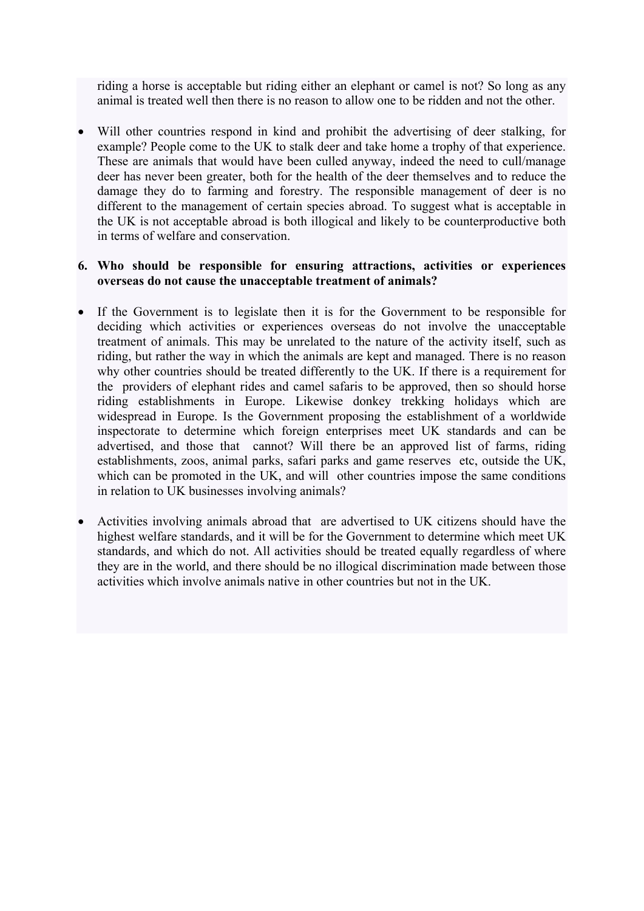riding a horse is acceptable but riding either an elephant or camel is not? So long as any animal is treated well then there is no reason to allow one to be ridden and not the other.

- Will other countries respond in kind and prohibit the advertising of deer stalking, for example? People come to the UK to stalk deer and take home a trophy of that experience. These are animals that would have been culled anyway, indeed the need to cull/manage deer has never been greater, both for the health of the deer themselves and to reduce the damage they do to farming and forestry. The responsible management of deer is no different to the management of certain species abroad. To suggest what is acceptable in the UK is not acceptable abroad is both illogical and likely to be counterproductive both in terms of welfare and conservation.

**6. Who should be responsible for ensuring attractions, activities or experiences overseas do not cause the unacceptable treatment of animals?**

- If the Government is to legislate then it is for the Government to be responsible for deciding which activities or experiences overseas do not involve the unacceptable treatment of animals. This may be unrelated to the nature of the activity itself, such as riding, but rather the way in which the animals are kept and managed. There is no reason why other countries should be treated differently to the UK. If there is a requirement for the providers of elephant rides and camel safaris to be approved, then so should horse riding establishments in Europe. Likewise donkey trekking holidays which are widespread in Europe. Is the Government proposing the establishment of a worldwide inspectorate to determine which foreign enterprises meet UK standards and can be advertised, and those that cannot? Will there be an approved list of farms, riding establishments, zoos, animal parks, safari parks and game reserves etc, outside the UK, which can be promoted in the UK, and will other countries impose the same conditions in relation to UK businesses involving animals?

- Activities involving animals abroad that are advertised to UK citizens should have the highest welfare standards, and it will be for the Government to determine which meet UK standards, and which do not. All activities should be treated equally regardless of where they are in the world, and there should be no illogical discrimination made between those activities which involve animals native in other countries but not in the UK.